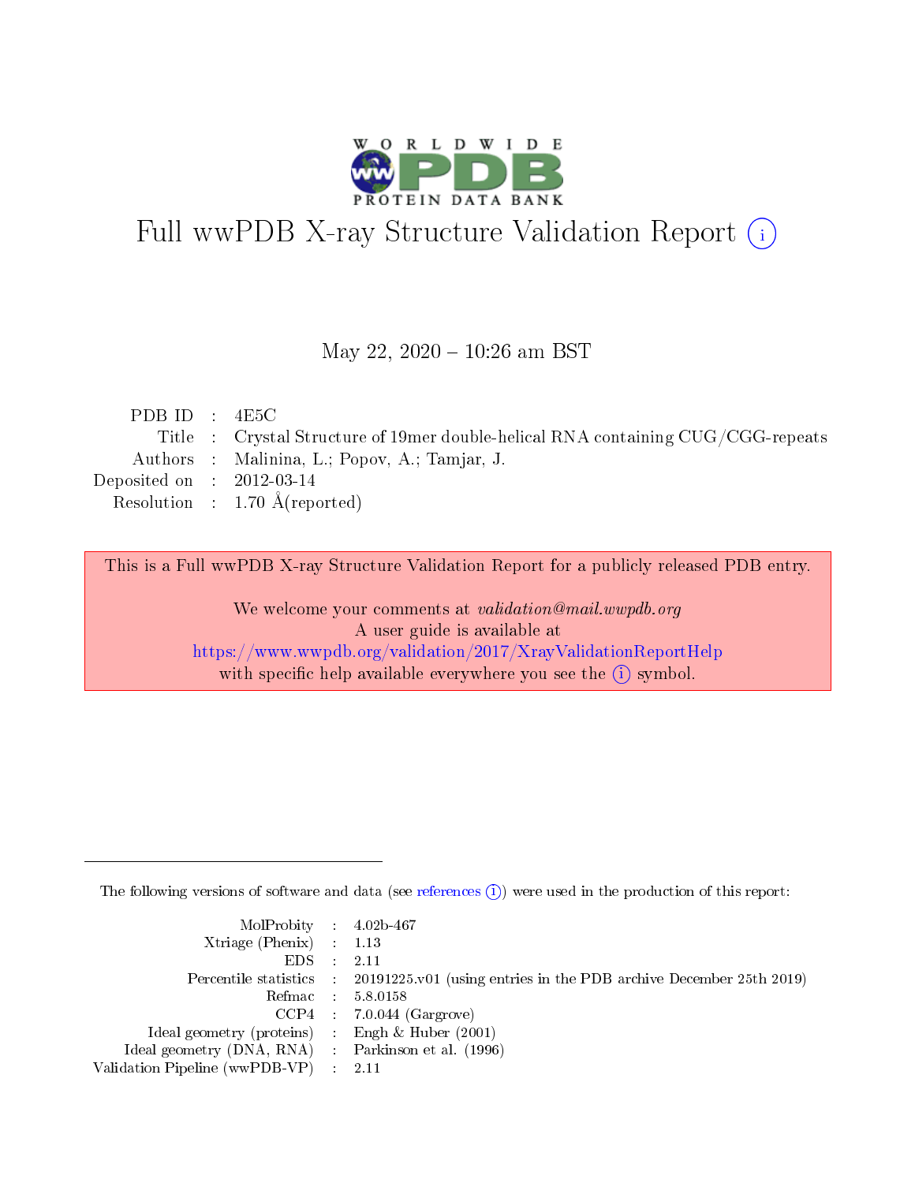# Full wwPDB X-ray Structure Validation Report (i)

May 22, 2020 – 10:26 am BST

| | | |
|---|---|---|
| PDB ID | : | 4E5C |
| Title | : | Crystal Structure of 19mer double-helical RNA containing CUG/CGG-repeats |
| Authors | : | Malinina, L.; Popov, A.; Tamjar, J. |
| Deposited on | : | 2012-03-14 |
| Resolution | : | 1.70 Å(reported) |

This is a Full wwPDB X-ray Structure Validation Report for a publicly released PDB entry.

We welcome your comments at *validation@mail.wwpdb.org*
A user guide is available at
https://www.wwpdb.org/validation/2017/XrayValidationReportHelp
with specific help available everywhere you see the (i) symbol.

---

The following versions of software and data (see references (i)) were used in the production of this report:

| | | |
|---|---|---|
| MolProbity | : | 4.02b-467 |
| Xtriage (Phenix) | : | 1.13 |
| EDS | : | 2.11 |
| Percentile statistics | : | 20191225.v01 (using entries in the PDB archive December 25th 2019) |
| Refmac | : | 5.8.0158 |
| CCP4 | : | 7.0.044 (Gargrove) |
| Ideal geometry (proteins) | : | Engh & Huber (2001) |
| Ideal geometry (DNA, RNA) | : | Parkinson et al. (1996) |
| Validation Pipeline (wwPDB-VP) | : | 2.11 |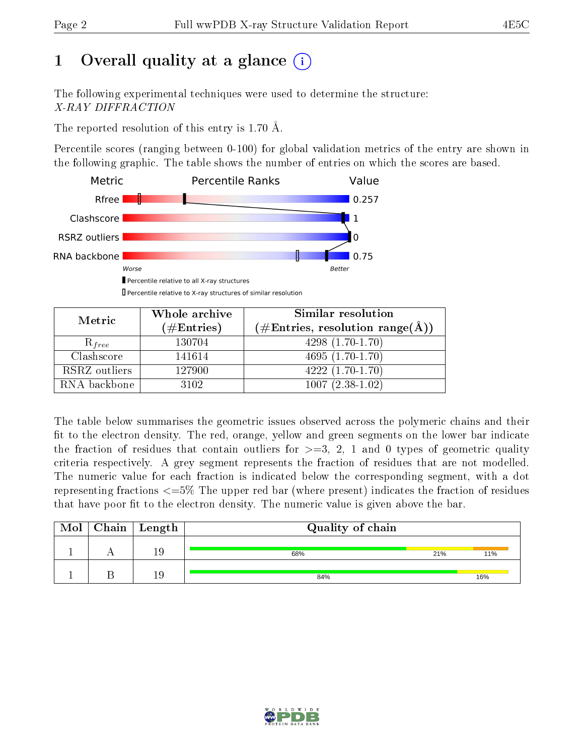# 1 Overall quality at a glance (i)

The following experimental techniques were used to determine the structure:
*X-RAY DIFFRACTION*

The reported resolution of this entry is 1.70 Å.

Percentile scores (ranging between 0-100) for global validation metrics of the entry are shown in the following graphic. The table shows the number of entries on which the scores are based.

| Metric | Value |
|---|---|
| Rfree | 0.257 |
| Clashscore | 1 |
| RSRZ outliers | 0 |
| RNA backbone | 0.75 |

Worse — Better

■ Percentile relative to all X-ray structures
□ Percentile relative to X-ray structures of similar resolution

| Metric | Whole archive (#Entries) | Similar resolution (#Entries, resolution range(Å)) |
|---|---|---|
| $R_{free}$ | 130704 | 4298 (1.70-1.70) |
| Clashscore | 141614 | 4695 (1.70-1.70) |
| RSRZ outliers | 127900 | 4222 (1.70-1.70) |
| RNA backbone | 3102 | 1007 (2.38-1.02) |

The table below summarises the geometric issues observed across the polymeric chains and their fit to the electron density. The red, orange, yellow and green segments on the lower bar indicate the fraction of residues that contain outliers for >=3, 2, 1 and 0 types of geometric quality criteria respectively. A grey segment represents the fraction of residues that are not modelled. The numeric value for each fraction is indicated below the corresponding segment, with a dot representing fractions <=5% The upper red bar (where present) indicates the fraction of residues that have poor fit to the electron density. The numeric value is given above the bar.

| Mol | Chain | Length | Quality of chain |
|---|---|---|---|
| 1 | A | 19 | 68% 21% 11% |
| 1 | B | 19 | 84% 16% |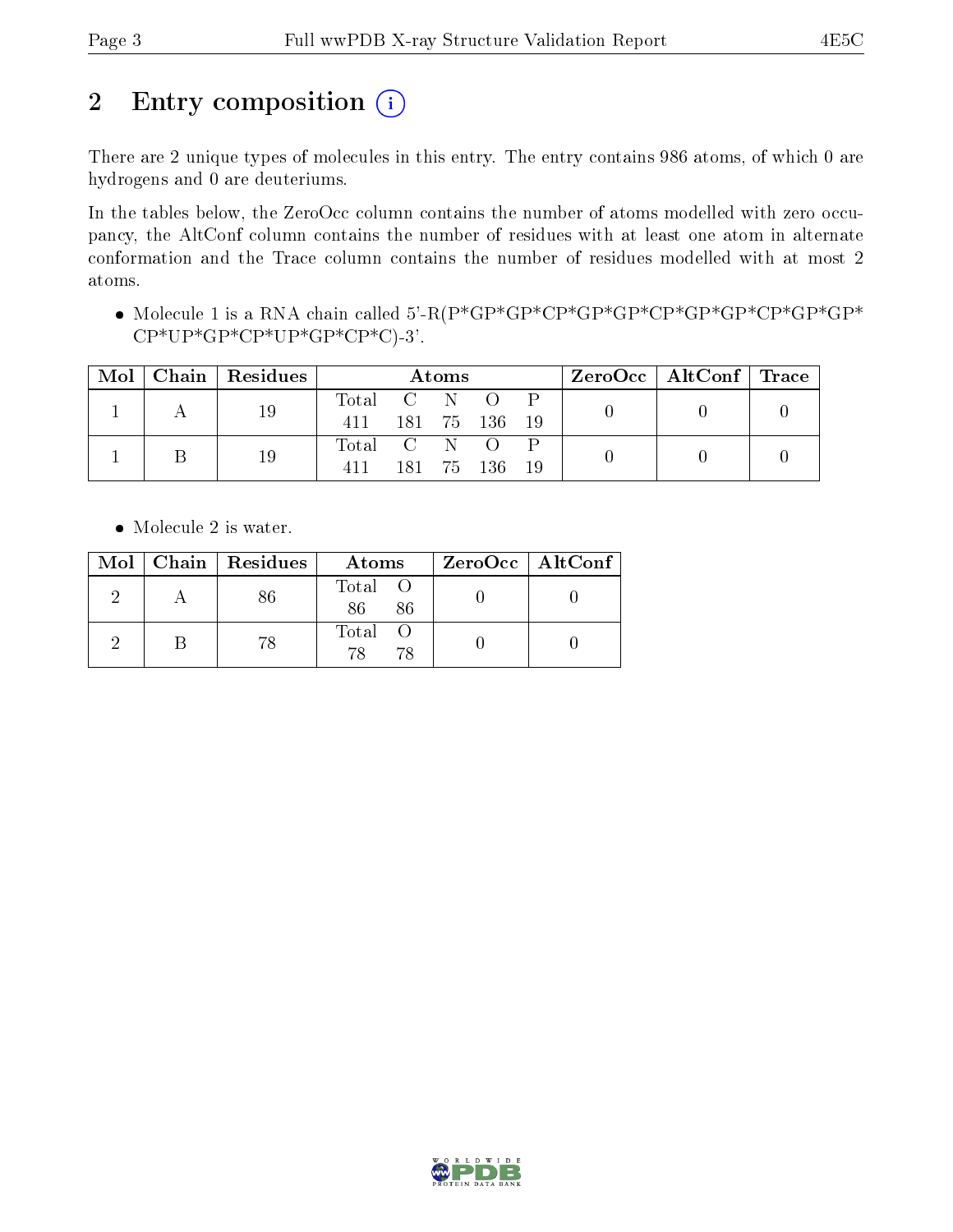# 2 Entry composition (i)

There are 2 unique types of molecules in this entry. The entry contains 986 atoms, of which 0 are hydrogens and 0 are deuteriums.

In the tables below, the ZeroOcc column contains the number of atoms modelled with zero occupancy, the AltConf column contains the number of residues with at least one atom in alternate conformation and the Trace column contains the number of residues modelled with at most 2 atoms.

- Molecule 1 is a RNA chain called 5'-R(P*GP*GP*CP*GP*GP*CP*GP*GP*CP*GP*GP*CP*UP*GP*CP*UP*GP*CP*C)-3'.

| Mol | Chain | Residues | Atoms | | | | | ZeroOcc | AltConf | Trace |
|---|---|---|---|---|---|---|---|---|---|---|
| 1 | A | 19 | Total | C | N | O | P | 0 | 0 | 0 |
| | | | 411 | 181 | 75 | 136 | 19 | | | |
| 1 | B | 19 | Total | C | N | O | P | 0 | 0 | 0 |
| | | | 411 | 181 | 75 | 136 | 19 | | | |

- Molecule 2 is water.

| Mol | Chain | Residues | Atoms | | ZeroOcc | AltConf |
|---|---|---|---|---|---|---|
| 2 | A | 86 | Total | O | 0 | 0 |
| | | | 86 | 86 | | |
| 2 | B | 78 | Total | O | 0 | 0 |
| | | | 78 | 78 | | |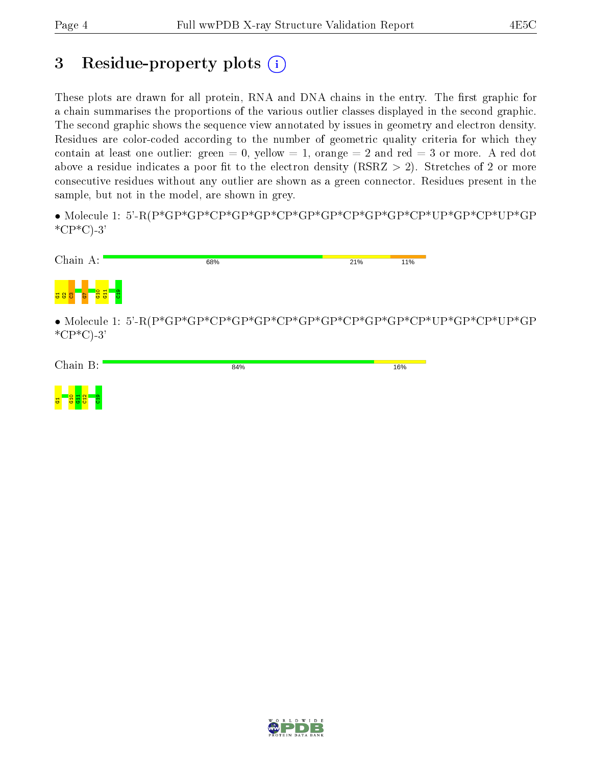# 3 Residue-property plots

These plots are drawn for all protein, RNA and DNA chains in the entry. The first graphic for a chain summarises the proportions of the various outlier classes displayed in the second graphic. The second graphic shows the sequence view annotated by issues in geometry and electron density. Residues are color-coded according to the number of geometric quality criteria for which they contain at least one outlier: green = 0, yellow = 1, orange = 2 and red = 3 or more. A red dot above a residue indicates a poor fit to the electron density (RSRZ > 2). Stretches of 2 or more consecutive residues without any outlier are shown as a green connector. Residues present in the sample, but not in the model, are shown in grey.

• Molecule 1: 5'-R(P*GP*GP*CP*GP*GP*CP*GP*GP*CP*GP*GP*CP*UP*GP*CP*UP*GP*CP*C)-3'

Chain A: 68% 21% 11%

G1 G2 C3 G7 G10 G11 C19

• Molecule 1: 5'-R(P*GP*GP*CP*GP*GP*CP*GP*GP*CP*GP*GP*CP*UP*GP*CP*UP*GP*CP*C)-3'

Chain B: 84% 16%

G1 G10 G11 C12 C19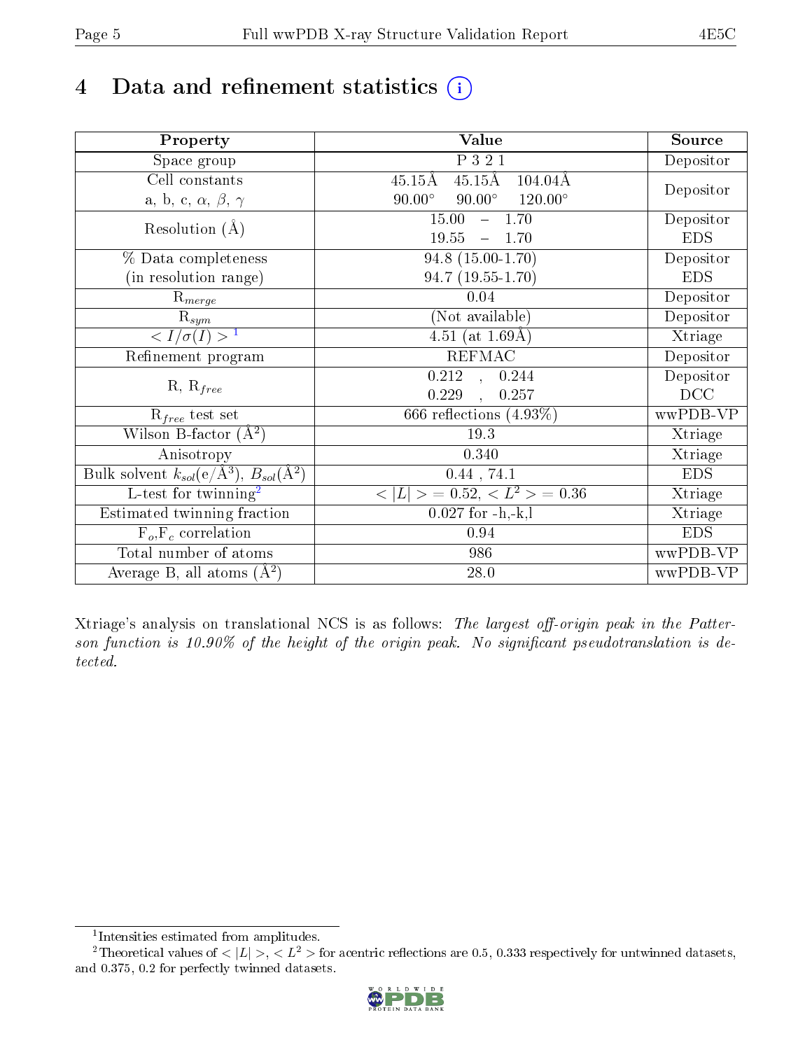# 4 Data and refinement statistics (i)

| Property | Value | Source |
|---|---|---|
| Space group | P 3 2 1 | Depositor |
| Cell constants<br>a, b, c, $\alpha$, $\beta$, $\gamma$ | 45.15Å 45.15Å 104.04Å<br>90.00° 90.00° 120.00° | Depositor |
| Resolution (Å) | 15.00 – 1.70<br>19.55 – 1.70 | Depositor<br>EDS |
| % Data completeness<br>(in resolution range) | 94.8 (15.00-1.70)<br>94.7 (19.55-1.70) | Depositor<br>EDS |
| $R_{merge}$ | 0.04 | Depositor |
| $R_{sym}$ | (Not available) | Depositor |
| $< I/\sigma(I) >$ [1] | 4.51 (at 1.69Å) | Xtriage |
| Refinement program | REFMAC | Depositor |
| R, $R_{free}$ | 0.212 , 0.244<br>0.229 , 0.257 | Depositor<br>DCC |
| $R_{free}$ test set | 666 reflections (4.93%) | wwPDB-VP |
| Wilson B-factor (Å$^2$) | 19.3 | Xtriage |
| Anisotropy | 0.340 | Xtriage |
| Bulk solvent $k_{sol}$(e/Å$^3$), $B_{sol}$(Å$^2$) | 0.44 , 74.1 | EDS |
| L-test for twinning[2] | $< \|L\| > = 0.52$, $< L^2 > = 0.36$ | Xtriage |
| Estimated twinning fraction | 0.027 for -h,-k,l | Xtriage |
| $F_o$,$F_c$ correlation | 0.94 | EDS |
| Total number of atoms | 986 | wwPDB-VP |
| Average B, all atoms (Å$^2$) | 28.0 | wwPDB-VP |

Xtriage's analysis on translational NCS is as follows: *The largest off-origin peak in the Patterson function is 10.90% of the height of the origin peak. No significant pseudotranslation is detected.*

[1] Intensities estimated from amplitudes.

[2] Theoretical values of $< |L| >$, $< L^2 >$ for acentric reflections are 0.5, 0.333 respectively for untwinned datasets, and 0.375, 0.2 for perfectly twinned datasets.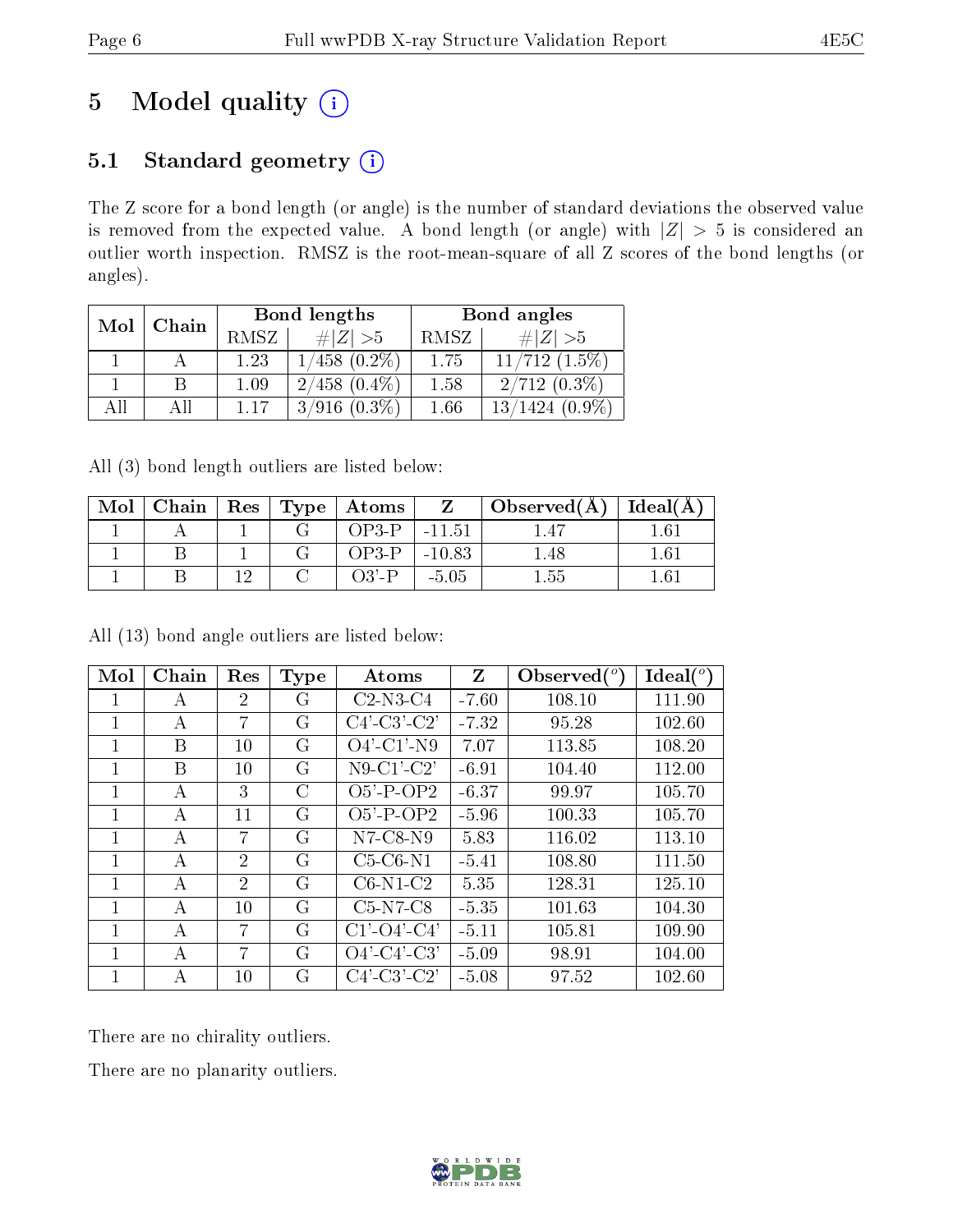# 5 Model quality (i)

## 5.1 Standard geometry (i)

The Z score for a bond length (or angle) is the number of standard deviations the observed value is removed from the expected value. A bond length (or angle) with $|Z| > 5$ is considered an outlier worth inspection. RMSZ is the root-mean-square of all Z scores of the bond lengths (or angles).

| Mol | Chain | Bond lengths | | Bond angles | |
|---|---|---|---|---|---|
| | | RMSZ | #\|Z\| >5 | RMSZ | #\|Z\| >5 |
| 1 | A | 1.23 | 1/458 (0.2%) | 1.75 | 11/712 (1.5%) |
| 1 | B | 1.09 | 2/458 (0.4%) | 1.58 | 2/712 (0.3%) |
| All | All | 1.17 | 3/916 (0.3%) | 1.66 | 13/1424 (0.9%) |

All (3) bond length outliers are listed below:

| Mol | Chain | Res | Type | Atoms | Z | Observed(Å) | Ideal(Å) |
|---|---|---|---|---|---|---|---|
| 1 | A | 1 | G | OP3-P | -11.51 | 1.47 | 1.61 |
| 1 | B | 1 | G | OP3-P | -10.83 | 1.48 | 1.61 |
| 1 | B | 12 | C | O3'-P | -5.05 | 1.55 | 1.61 |

All (13) bond angle outliers are listed below:

| Mol | Chain | Res | Type | Atoms | Z | Observed(°) | Ideal(°) |
|---|---|---|---|---|---|---|---|
| 1 | A | 2 | G | C2-N3-C4 | -7.60 | 108.10 | 111.90 |
| 1 | A | 7 | G | C4'-C3'-C2' | -7.32 | 95.28 | 102.60 |
| 1 | B | 10 | G | O4'-C1'-N9 | 7.07 | 113.85 | 108.20 |
| 1 | B | 10 | G | N9-C1'-C2' | -6.91 | 104.40 | 112.00 |
| 1 | A | 3 | C | O5'-P-OP2 | -6.37 | 99.97 | 105.70 |
| 1 | A | 11 | G | O5'-P-OP2 | -5.96 | 100.33 | 105.70 |
| 1 | A | 7 | G | N7-C8-N9 | 5.83 | 116.02 | 113.10 |
| 1 | A | 2 | G | C5-C6-N1 | -5.41 | 108.80 | 111.50 |
| 1 | A | 2 | G | C6-N1-C2 | 5.35 | 128.31 | 125.10 |
| 1 | A | 10 | G | C5-N7-C8 | -5.35 | 101.63 | 104.30 |
| 1 | A | 7 | G | C1'-O4'-C4' | -5.11 | 105.81 | 109.90 |
| 1 | A | 7 | G | O4'-C4'-C3' | -5.09 | 98.91 | 104.00 |
| 1 | A | 10 | G | C4'-C3'-C2' | -5.08 | 97.52 | 102.60 |

There are no chirality outliers.

There are no planarity outliers.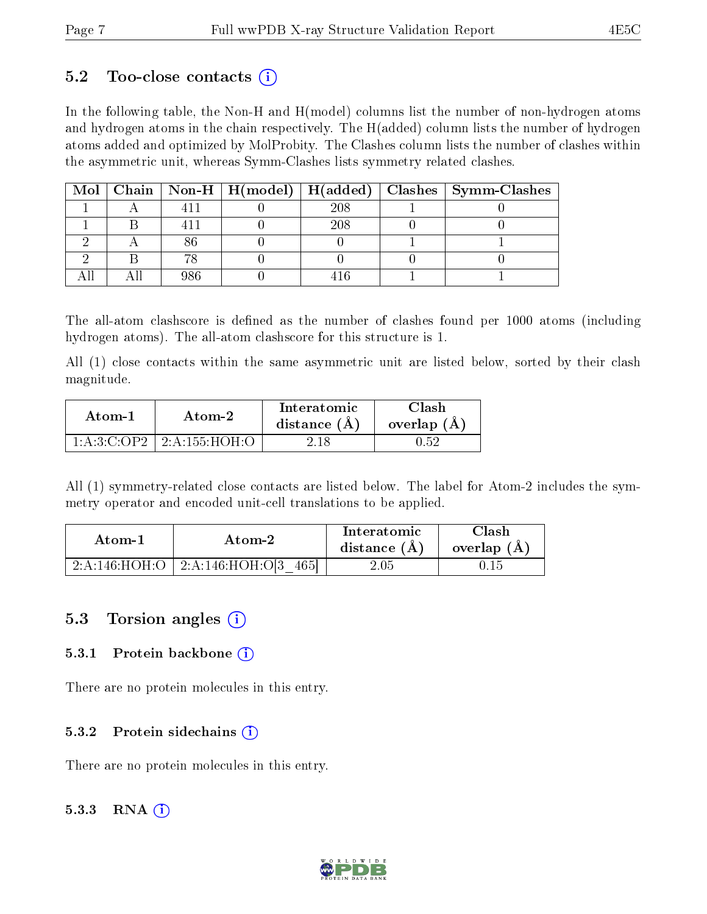## 5.2 Too-close contacts (i)

In the following table, the Non-H and H(model) columns list the number of non-hydrogen atoms and hydrogen atoms in the chain respectively. The H(added) column lists the number of hydrogen atoms added and optimized by MolProbity. The Clashes column lists the number of clashes within the asymmetric unit, whereas Symm-Clashes lists symmetry related clashes.

| Mol | Chain | Non-H | H(model) | H(added) | Clashes | Symm-Clashes |
|---|---|---|---|---|---|---|
| 1 | A | 411 | 0 | 208 | 1 | 0 |
| 1 | B | 411 | 0 | 208 | 0 | 0 |
| 2 | A | 86 | 0 | 0 | 1 | 1 |
| 2 | B | 78 | 0 | 0 | 0 | 0 |
| All | All | 986 | 0 | 416 | 1 | 1 |

The all-atom clashscore is defined as the number of clashes found per 1000 atoms (including hydrogen atoms). The all-atom clashscore for this structure is 1.

All (1) close contacts within the same asymmetric unit are listed below, sorted by their clash magnitude.

| Atom-1 | Atom-2 | Interatomic distance (Å) | Clash overlap (Å) |
|---|---|---|---|
| 1:A:3:C:OP2 | 2:A:155:HOH:O | 2.18 | 0.52 |

All (1) symmetry-related close contacts are listed below. The label for Atom-2 includes the symmetry operator and encoded unit-cell translations to be applied.

| Atom-1 | Atom-2 | Interatomic distance (Å) | Clash overlap (Å) |
|---|---|---|---|
| 2:A:146:HOH:O | 2:A:146:HOH:O[3_465] | 2.05 | 0.15 |

## 5.3 Torsion angles (i)

### 5.3.1 Protein backbone (i)

There are no protein molecules in this entry.

### 5.3.2 Protein sidechains (i)

There are no protein molecules in this entry.

### 5.3.3 RNA (i)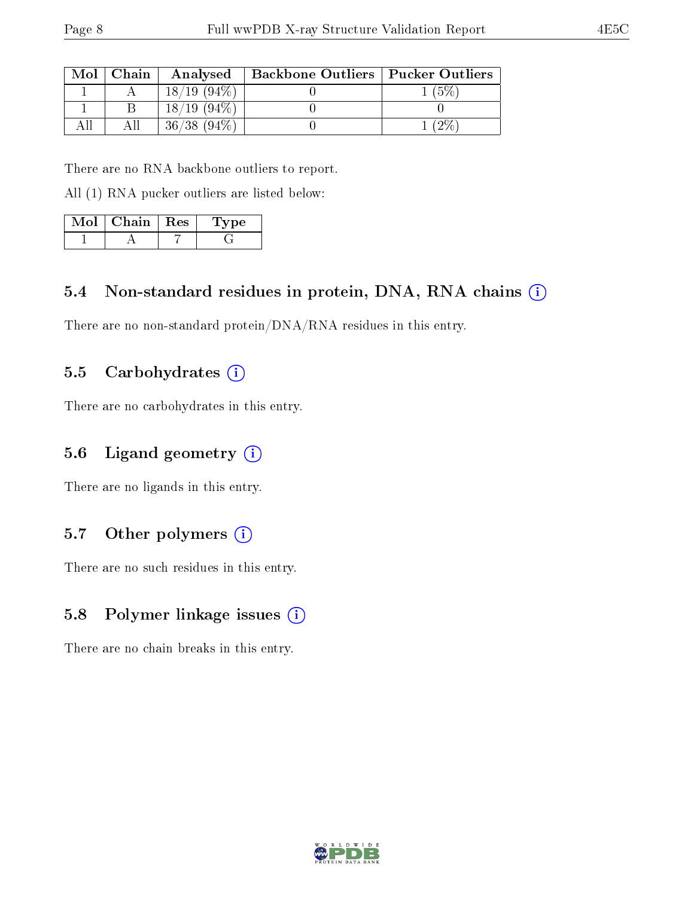| Mol | Chain | Analysed | Backbone Outliers | Pucker Outliers |
|---|---|---|---|---|
| 1 | A | 18/19 (94%) | 0 | 1 (5%) |
| 1 | B | 18/19 (94%) | 0 | 0 |
| All | All | 36/38 (94%) | 0 | 1 (2%) |

There are no RNA backbone outliers to report.

All (1) RNA pucker outliers are listed below:

| Mol | Chain | Res | Type |
|---|---|---|---|
| 1 | A | 7 | G |

### 5.4 Non-standard residues in protein, DNA, RNA chains (i)

There are no non-standard protein/DNA/RNA residues in this entry.

### 5.5 Carbohydrates (i)

There are no carbohydrates in this entry.

### 5.6 Ligand geometry (i)

There are no ligands in this entry.

### 5.7 Other polymers (i)

There are no such residues in this entry.

### 5.8 Polymer linkage issues (i)

There are no chain breaks in this entry.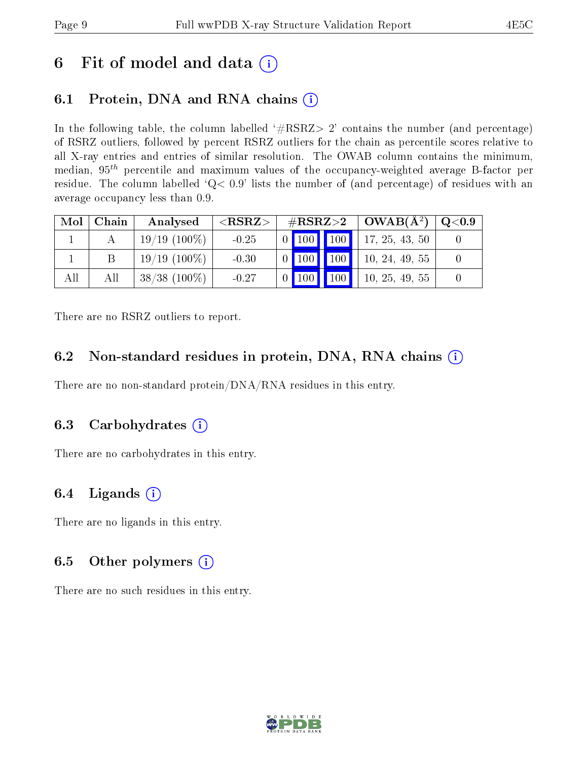# 6 Fit of model and data (i)

## 6.1 Protein, DNA and RNA chains (i)

In the following table, the column labelled '#RSRZ> 2' contains the number (and percentage) of RSRZ outliers, followed by percent RSRZ outliers for the chain as percentile scores relative to all X-ray entries and entries of similar resolution. The OWAB column contains the minimum, median, $95^{th}$ percentile and maximum values of the occupancy-weighted average B-factor per residue. The column labelled 'Q< 0.9' lists the number of (and percentage) of residues with an average occupancy less than 0.9.

| Mol | Chain | Analysed | <RSRZ> | #RSRZ>2 | | | OWAB(Å$^2$) | Q<0.9 |
|---|---|---|---|---|---|---|---|---|
| 1 | A | 19/19 (100%) | -0.25 | 0 | 100 | 100 | 17, 25, 43, 50 | 0 |
| 1 | B | 19/19 (100%) | -0.30 | 0 | 100 | 100 | 10, 24, 49, 55 | 0 |
| All | All | 38/38 (100%) | -0.27 | 0 | 100 | 100 | 10, 25, 49, 55 | 0 |

There are no RSRZ outliers to report.

## 6.2 Non-standard residues in protein, DNA, RNA chains (i)

There are no non-standard protein/DNA/RNA residues in this entry.

## 6.3 Carbohydrates (i)

There are no carbohydrates in this entry.

## 6.4 Ligands (i)

There are no ligands in this entry.

## 6.5 Other polymers (i)

There are no such residues in this entry.